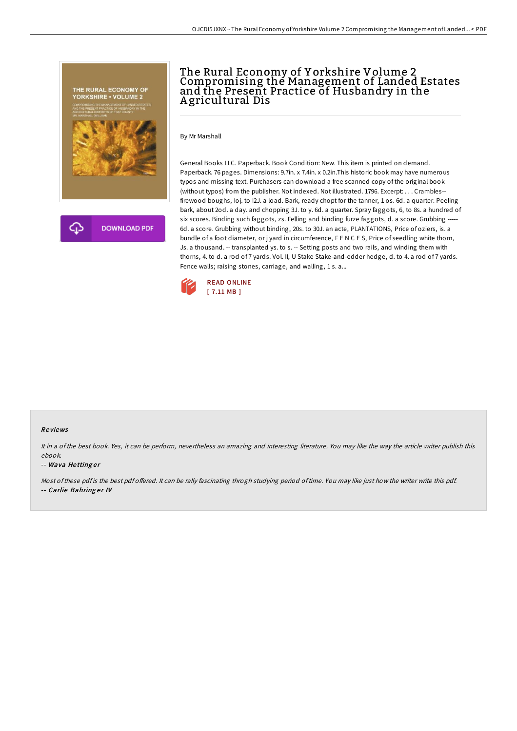# The Rural Economy of Yorkshire Volume 2 Compromising the Management of Landed Estates and the Present Practice of Husbandry in the Agricultural Dis

By Mr Marshall

General Books LLC. Paperback. Book Condition: New. This item is printed on demand. Paperback. 76 pages. Dimensions: 9.7in. x 7.4in. x 0.2in.This historic book may have numerous typos and missing text. Purchasers can download a free scanned copy of the original book (without typos) from the publisher. Not indexed. Not illustrated. 1796. Excerpt: . . . Crambles--firewood boughs, Ioj. to I2J. a load. Bark, ready chopt for the tanner, 1 os. 6d. a quarter. Peeling bark, about 2od. a day. and chopping 3J. to y. 6d. a quarter. Spray faggots, 6, to 8s. a hundred of six scores. Binding such faggots, zs. Felling and binding furze faggots, d. a score. Grubbing ----- 6d. a score. Grubbing without binding, 20s. to 30J. an acte, PLANTATIONS, Price of oziers, is. a bundle of a foot diameter, or j yard in circumference, F E N C E S, Price of seedling white thorn, Js. a thousand. -- transplanted ys. to s. -- Setting posts and two rails, and winding them with thorns, 4. to d. a rod of 7 yards. Vol. II, U Stake Stake-and-edder hedge, d. to 4. a rod of 7 yards. Fence walls; raising stones, carriage, and walling, 1 s. a...

READ ONLINE
[ 7.11 MB ]

## Reviews

*It in a of the best book. Yes, it can be perform, nevertheless an amazing and interesting literature. You may like the way the article writer publish this ebook.*

-- ***Wava Hettinger***

*Most of these pdf is the best pdf offered. It can be rally fascinating throgh studying period of time. You may like just how the writer write this pdf.*

-- ***Carlie Bahringer IV***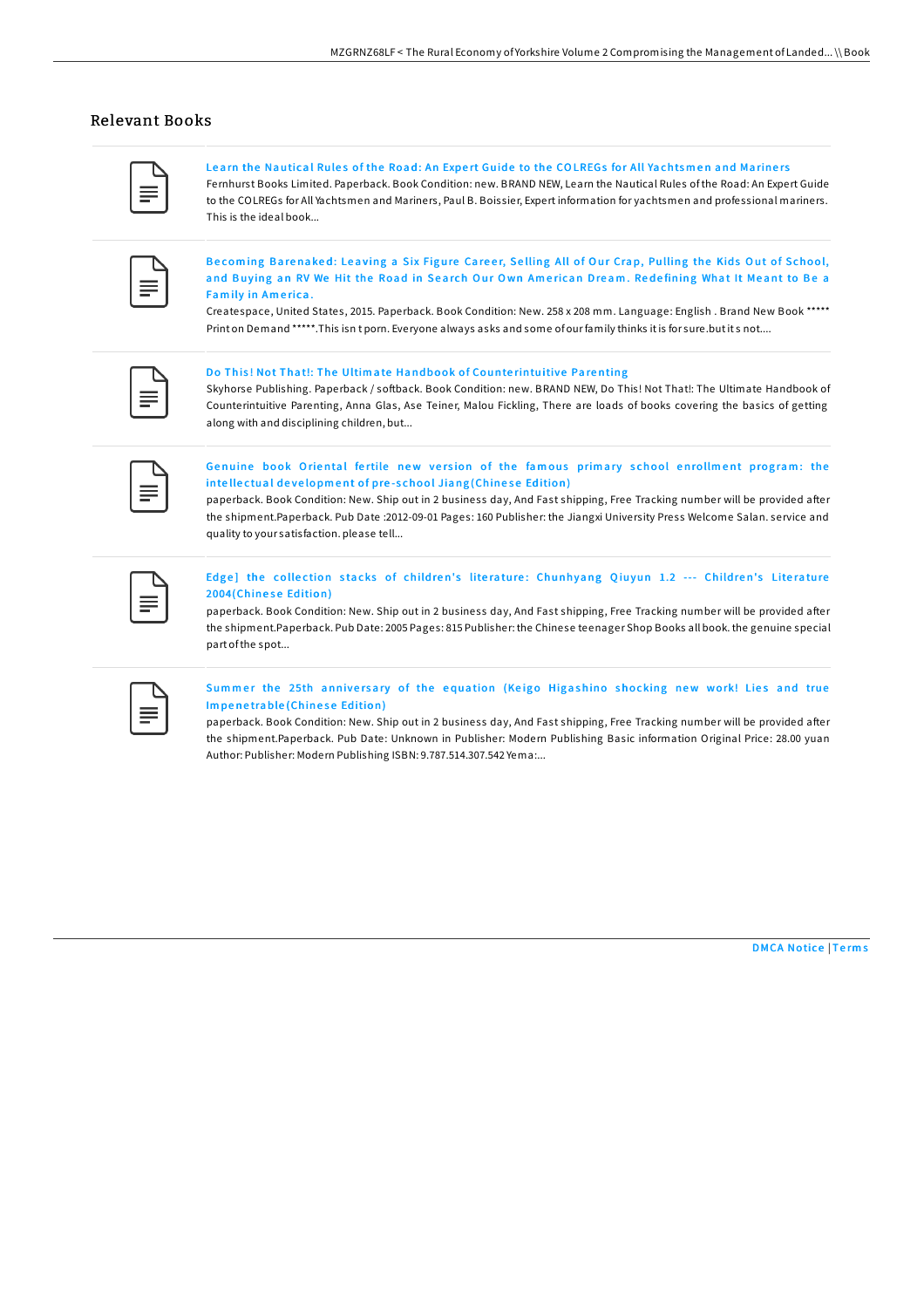## Relevant Books

**Learn the Nautical Rules of the Road: An Expert Guide to the COLREGs for All Yachtsmen and Mariners**

Fernhurst Books Limited. Paperback. Book Condition: new. BRAND NEW, Learn the Nautical Rules of the Road: An Expert Guide to the COLREGs for All Yachtsmen and Mariners, Paul B. Boissier, Expert information for yachtsmen and professional mariners. This is the ideal book...

**Becoming Barenaked: Leaving a Six Figure Career, Selling All of Our Crap, Pulling the Kids Out of School, and Buying an RV We Hit the Road in Search Our Own American Dream. Redefining What It Meant to Be a Family in America.**

Createspace, United States, 2015. Paperback. Book Condition: New. 258 x 208 mm. Language: English . Brand New Book ***** Print on Demand *****.This isn t porn. Everyone always asks and some of our family thinks it is for sure.but it s not....

**Do This! Not That!: The Ultimate Handbook of Counterintuitive Parenting**

Skyhorse Publishing. Paperback / softback. Book Condition: new. BRAND NEW, Do This! Not That!: The Ultimate Handbook of Counterintuitive Parenting, Anna Glas, Ase Teiner, Malou Fickling, There are loads of books covering the basics of getting along with and disciplining children, but...

**Genuine book Oriental fertile new version of the famous primary school enrollment program: the intellectual development of pre-school Jiang(Chinese Edition)**

paperback. Book Condition: New. Ship out in 2 business day, And Fast shipping, Free Tracking number will be provided after the shipment.Paperback. Pub Date :2012-09-01 Pages: 160 Publisher: the Jiangxi University Press Welcome Salan. service and quality to your satisfaction. please tell...

**Edge] the collection stacks of children's literature: Chunhyang Qiuyun 1.2 --- Children's Literature 2004(Chinese Edition)**

paperback. Book Condition: New. Ship out in 2 business day, And Fast shipping, Free Tracking number will be provided after the shipment.Paperback. Pub Date: 2005 Pages: 815 Publisher: the Chinese teenager Shop Books all book. the genuine special part of the spot...

**Summer the 25th anniversary of the equation (Keigo Higashino shocking new work! Lies and true Impenetrable(Chinese Edition)**

paperback. Book Condition: New. Ship out in 2 business day, And Fast shipping, Free Tracking number will be provided after the shipment.Paperback. Pub Date: Unknown in Publisher: Modern Publishing Basic information Original Price: 28.00 yuan Author: Publisher: Modern Publishing ISBN: 9.787.514.307.542 Yema:...

DMCA Notice | Terms